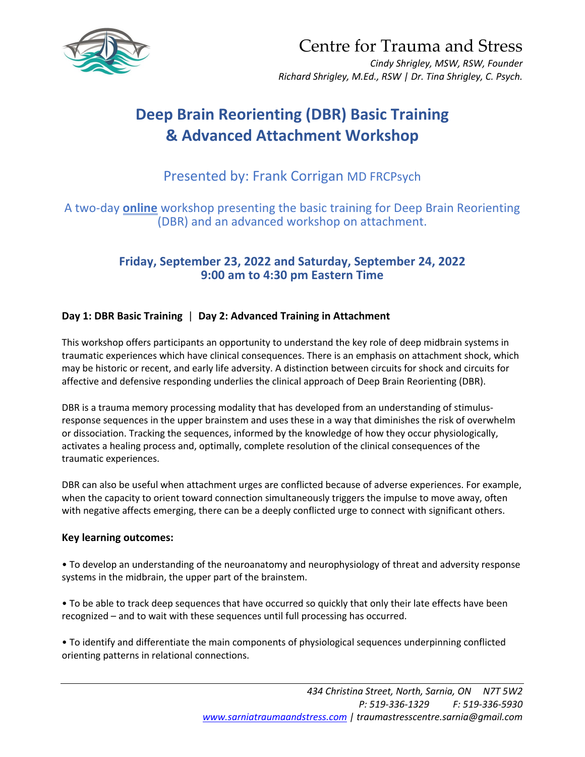# Centre for Trauma and Stress

*Cindy Shrigley, MSW, RSW, Founder*
*Richard Shrigley, M.Ed., RSW | Dr. Tina Shrigley, C. Psych.*

## Deep Brain Reorienting (DBR) Basic Training & Advanced Attachment Workshop

### Presented by: Frank Corrigan MD FRCPsych

A two-day **online** workshop presenting the basic training for Deep Brain Reorienting (DBR) and an advanced workshop on attachment.

**Friday, September 23, 2022 and Saturday, September 24, 2022**
**9:00 am to 4:30 pm Eastern Time**

**Day 1: DBR Basic Training** | **Day 2: Advanced Training in Attachment**

This workshop offers participants an opportunity to understand the key role of deep midbrain systems in traumatic experiences which have clinical consequences. There is an emphasis on attachment shock, which may be historic or recent, and early life adversity. A distinction between circuits for shock and circuits for affective and defensive responding underlies the clinical approach of Deep Brain Reorienting (DBR).

DBR is a trauma memory processing modality that has developed from an understanding of stimulus-response sequences in the upper brainstem and uses these in a way that diminishes the risk of overwhelm or dissociation. Tracking the sequences, informed by the knowledge of how they occur physiologically, activates a healing process and, optimally, complete resolution of the clinical consequences of the traumatic experiences.

DBR can also be useful when attachment urges are conflicted because of adverse experiences. For example, when the capacity to orient toward connection simultaneously triggers the impulse to move away, often with negative affects emerging, there can be a deeply conflicted urge to connect with significant others.

**Key learning outcomes:**

• To develop an understanding of the neuroanatomy and neurophysiology of threat and adversity response systems in the midbrain, the upper part of the brainstem.

• To be able to track deep sequences that have occurred so quickly that only their late effects have been recognized – and to wait with these sequences until full processing has occurred.

• To identify and differentiate the main components of physiological sequences underpinning conflicted orienting patterns in relational connections.

*434 Christina Street, North, Sarnia, ON N7T 5W2*
*P: 519-336-1329 F: 519-336-5930*
*www.sarniatraumaandstress.com | traumastresscentre.sarnia@gmail.com*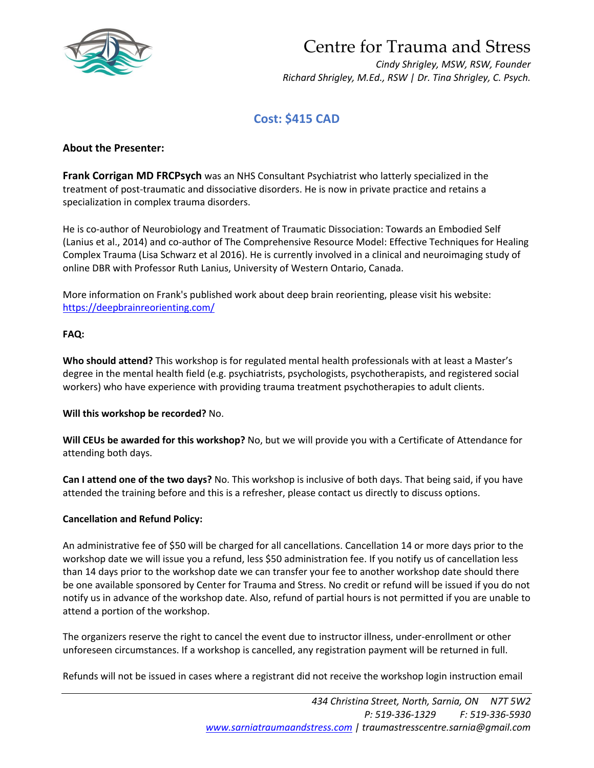# Centre for Trauma and Stress

*Cindy Shrigley, MSW, RSW, Founder*
*Richard Shrigley, M.Ed., RSW | Dr. Tina Shrigley, C. Psych.*

## Cost: $415 CAD

**About the Presenter:**

**Frank Corrigan MD FRCPsych** was an NHS Consultant Psychiatrist who latterly specialized in the treatment of post-traumatic and dissociative disorders. He is now in private practice and retains a specialization in complex trauma disorders.

He is co-author of Neurobiology and Treatment of Traumatic Dissociation: Towards an Embodied Self (Lanius et al., 2014) and co-author of The Comprehensive Resource Model: Effective Techniques for Healing Complex Trauma (Lisa Schwarz et al 2016). He is currently involved in a clinical and neuroimaging study of online DBR with Professor Ruth Lanius, University of Western Ontario, Canada.

More information on Frank's published work about deep brain reorienting, please visit his website: [https://deepbrainreorienting.com/](https://deepbrainreorienting.com/)

**FAQ:**

**Who should attend?** This workshop is for regulated mental health professionals with at least a Master's degree in the mental health field (e.g. psychiatrists, psychologists, psychotherapists, and registered social workers) who have experience with providing trauma treatment psychotherapies to adult clients.

**Will this workshop be recorded?** No.

**Will CEUs be awarded for this workshop?** No, but we will provide you with a Certificate of Attendance for attending both days.

**Can I attend one of the two days?** No. This workshop is inclusive of both days. That being said, if you have attended the training before and this is a refresher, please contact us directly to discuss options.

**Cancellation and Refund Policy:**

An administrative fee of $50 will be charged for all cancellations. Cancellation 14 or more days prior to the workshop date we will issue you a refund, less $50 administration fee. If you notify us of cancellation less than 14 days prior to the workshop date we can transfer your fee to another workshop date should there be one available sponsored by Center for Trauma and Stress. No credit or refund will be issued if you do not notify us in advance of the workshop date. Also, refund of partial hours is not permitted if you are unable to attend a portion of the workshop.

The organizers reserve the right to cancel the event due to instructor illness, under-enrollment or other unforeseen circumstances. If a workshop is cancelled, any registration payment will be returned in full.

Refunds will not be issued in cases where a registrant did not receive the workshop login instruction email

*434 Christina Street, North, Sarnia, ON N7T 5W2*
*P: 519-336-1329 F: 519-336-5930*
[www.sarniatraumaandstress.com](www.sarniatraumaandstress.com) | *traumastresscentre.sarnia@gmail.com*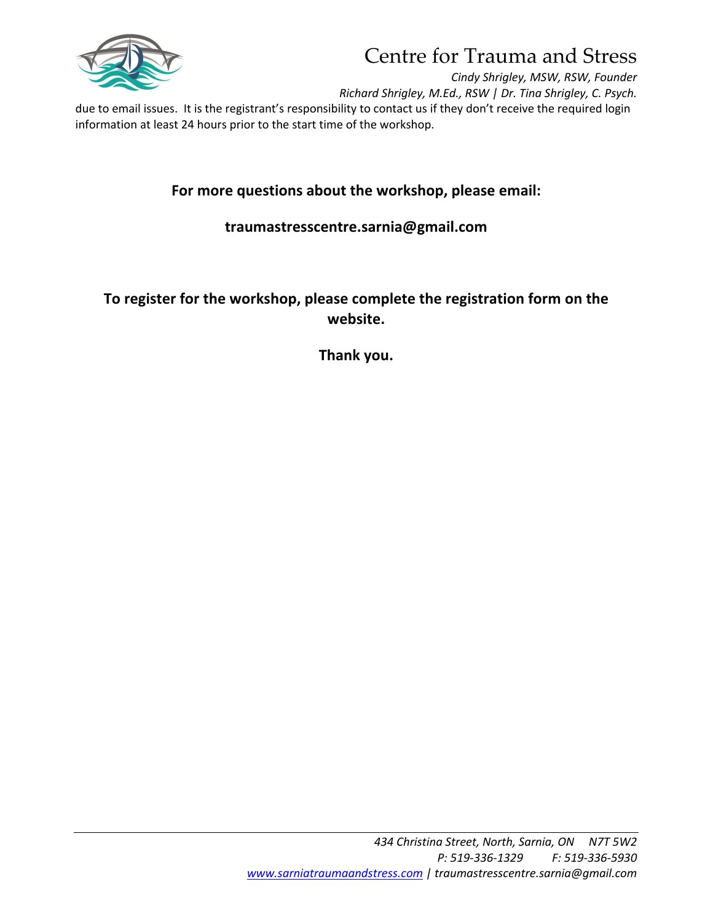due to email issues. It is the registrant's responsibility to contact us if they don't receive the required login information at least 24 hours prior to the start time of the workshop.

**For more questions about the workshop, please email:**

**traumastresscentre.sarnia@gmail.com**

**To register for the workshop, please complete the registration form on the website.**

**Thank you.**